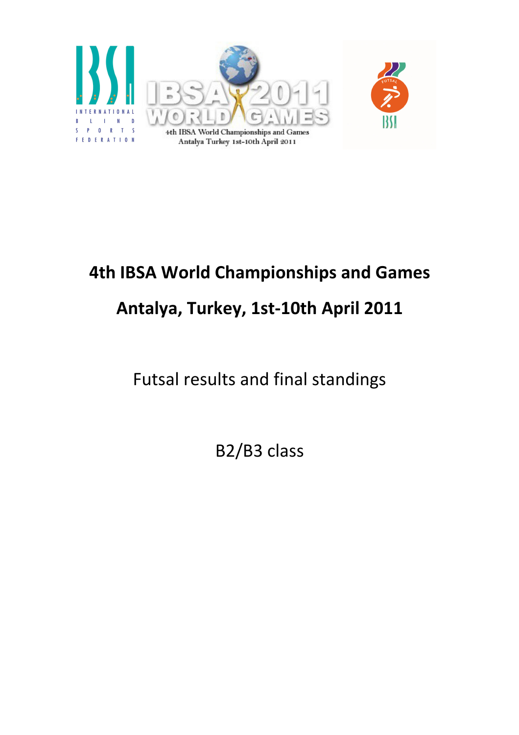# 4th IBSA World Championships and Games

# Antalya, Turkey, 1st-10th April 2011

Futsal results and final standings

B2/B3 class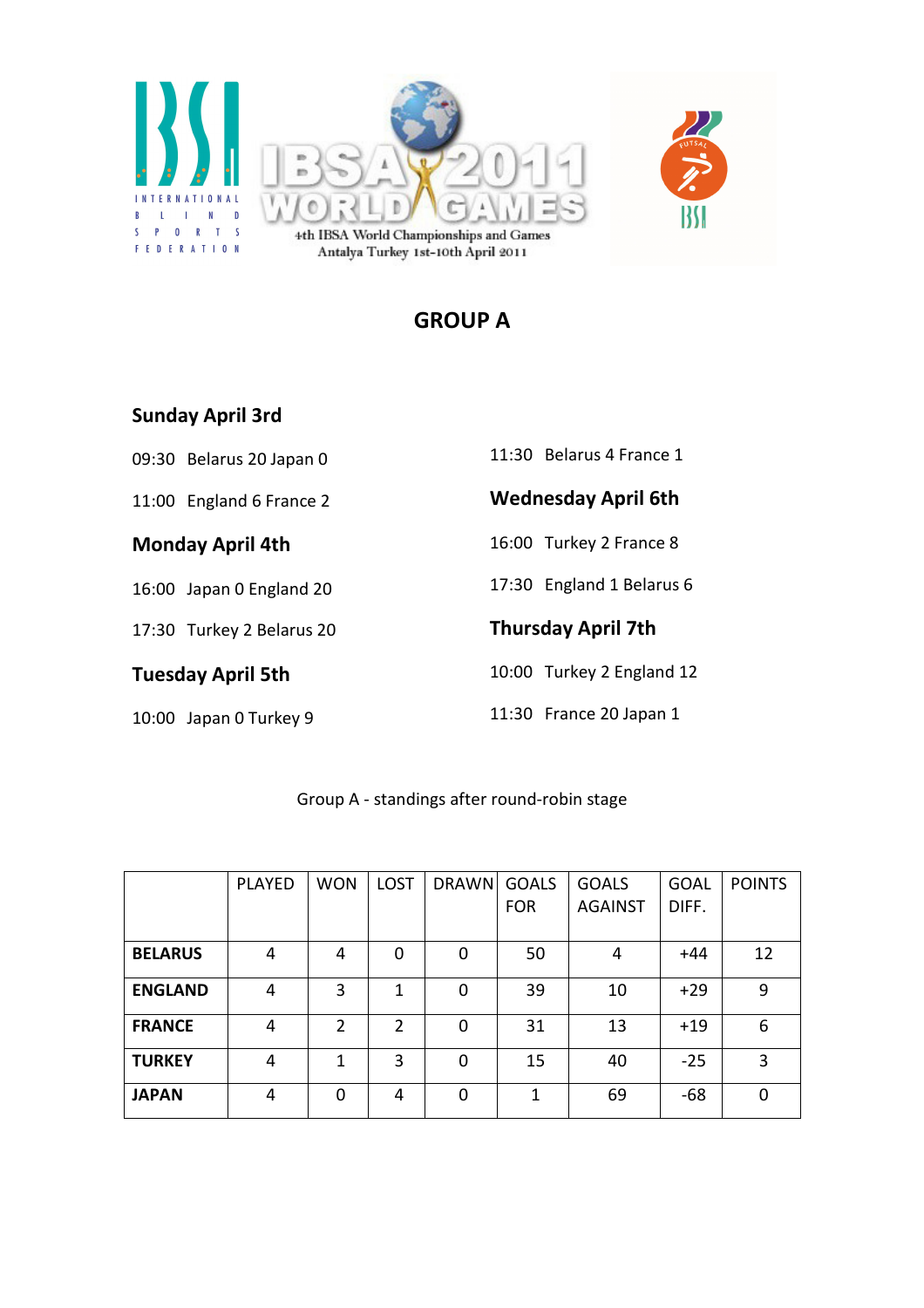4th IBSA World Championships and Games
Antalya Turkey 1st-10th April 2011

# GROUP A

### Sunday April 3rd

09:30 Belarus 20 Japan 0

11:00 England 6 France 2

### Monday April 4th

16:00 Japan 0 England 20

17:30 Turkey 2 Belarus 20

### Tuesday April 5th

10:00 Japan 0 Turkey 9

11:30 Belarus 4 France 1

### Wednesday April 6th

16:00 Turkey 2 France 8

17:30 England 1 Belarus 6

### Thursday April 7th

10:00 Turkey 2 England 12

11:30 France 20 Japan 1

Group A - standings after round-robin stage

| | PLAYED | WON | LOST | DRAWN | GOALS FOR | GOALS AGAINST | GOAL DIFF. | POINTS |
|---|---|---|---|---|---|---|---|---|
| **BELARUS** | 4 | 4 | 0 | 0 | 50 | 4 | +44 | 12 |
| **ENGLAND** | 4 | 3 | 1 | 0 | 39 | 10 | +29 | 9 |
| **FRANCE** | 4 | 2 | 2 | 0 | 31 | 13 | +19 | 6 |
| **TURKEY** | 4 | 1 | 3 | 0 | 15 | 40 | -25 | 3 |
| **JAPAN** | 4 | 0 | 4 | 0 | 1 | 69 | -68 | 0 |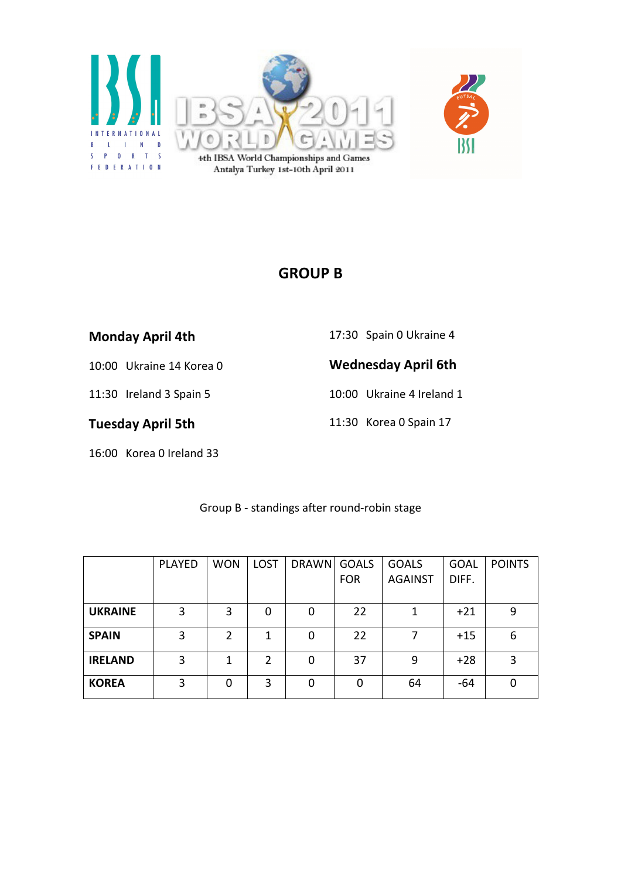# GROUP B

### Monday April 4th

10:00 Ukraine 14 Korea 0

11:30 Ireland 3 Spain 5

### Tuesday April 5th

16:00 Korea 0 Ireland 33

17:30 Spain 0 Ukraine 4

### Wednesday April 6th

10:00 Ukraine 4 Ireland 1

11:30 Korea 0 Spain 17

Group B - standings after round-robin stage

| | PLAYED | WON | LOST | DRAWN | GOALS FOR | GOALS AGAINST | GOAL DIFF. | POINTS |
|---|---|---|---|---|---|---|---|---|
| **UKRAINE** | 3 | 3 | 0 | 0 | 22 | 1 | +21 | 9 |
| **SPAIN** | 3 | 2 | 1 | 0 | 22 | 7 | +15 | 6 |
| **IRELAND** | 3 | 1 | 2 | 0 | 37 | 9 | +28 | 3 |
| **KOREA** | 3 | 0 | 3 | 0 | 0 | 64 | -64 | 0 |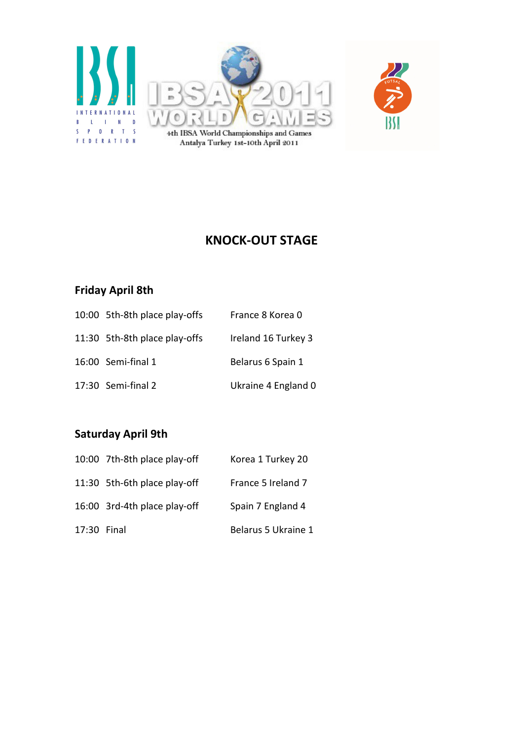# KNOCK-OUT STAGE

## Friday April 8th

| | | |
|---|---|---|
| 10:00 | 5th-8th place play-offs | France 8 Korea 0 |
| 11:30 | 5th-8th place play-offs | Ireland 16 Turkey 3 |
| 16:00 | Semi-final 1 | Belarus 6 Spain 1 |
| 17:30 | Semi-final 2 | Ukraine 4 England 0 |

## Saturday April 9th

| | | |
|---|---|---|
| 10:00 | 7th-8th place play-off | Korea 1 Turkey 20 |
| 11:30 | 5th-6th place play-off | France 5 Ireland 7 |
| 16:00 | 3rd-4th place play-off | Spain 7 England 4 |
| 17:30 | Final | Belarus 5 Ukraine 1 |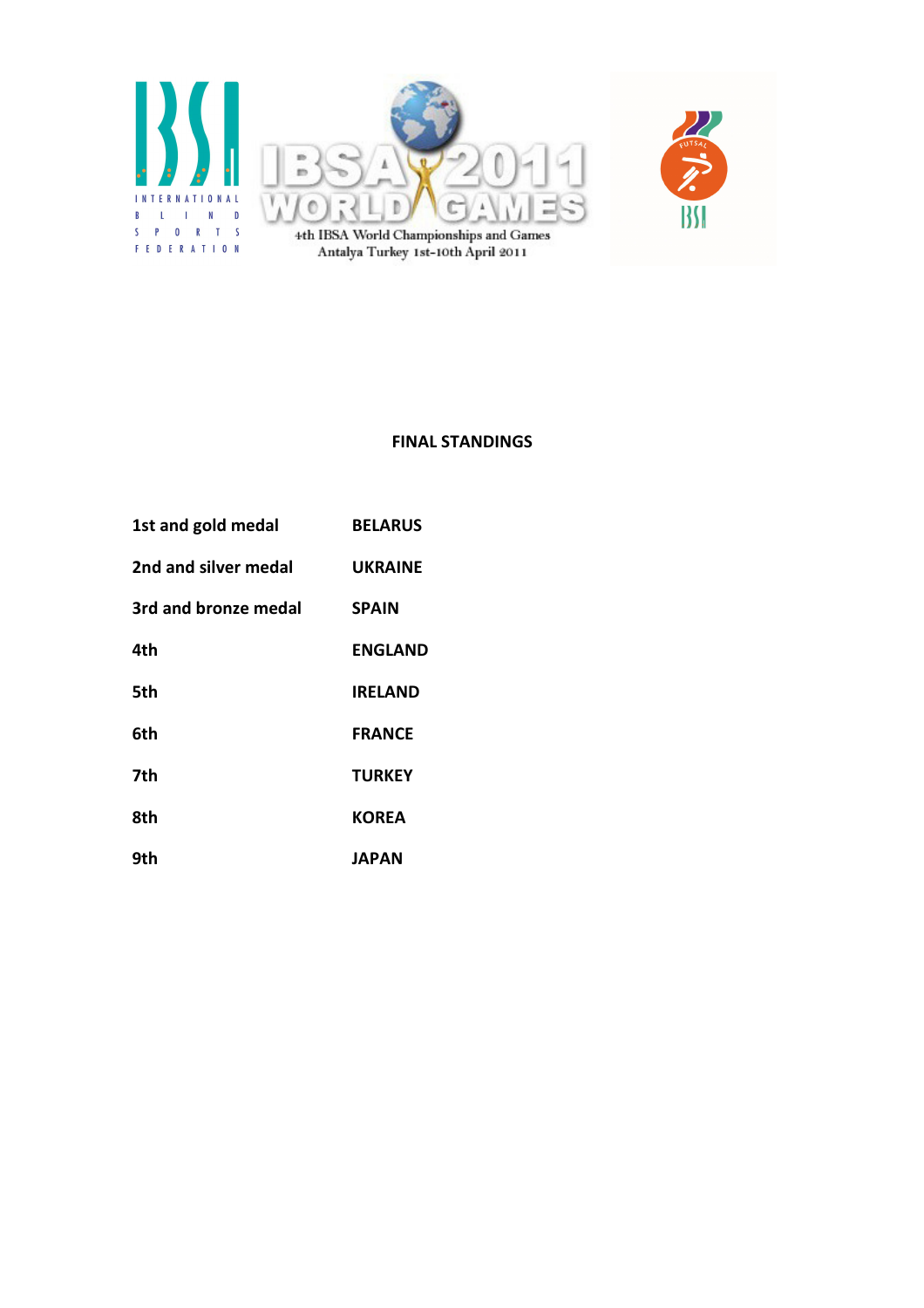INTERNATIONAL BLIND SPORTS FEDERATION

IBSA 2011 WORLD GAMES

4th IBSA World Championships and Games
Antalya Turkey 1st-10th April 2011

FUTSAL

## FINAL STANDINGS

| | |
|---|---|
| **1st and gold medal** | **BELARUS** |
| **2nd and silver medal** | **UKRAINE** |
| **3rd and bronze medal** | **SPAIN** |
| **4th** | **ENGLAND** |
| **5th** | **IRELAND** |
| **6th** | **FRANCE** |
| **7th** | **TURKEY** |
| **8th** | **KOREA** |
| **9th** | **JAPAN** |